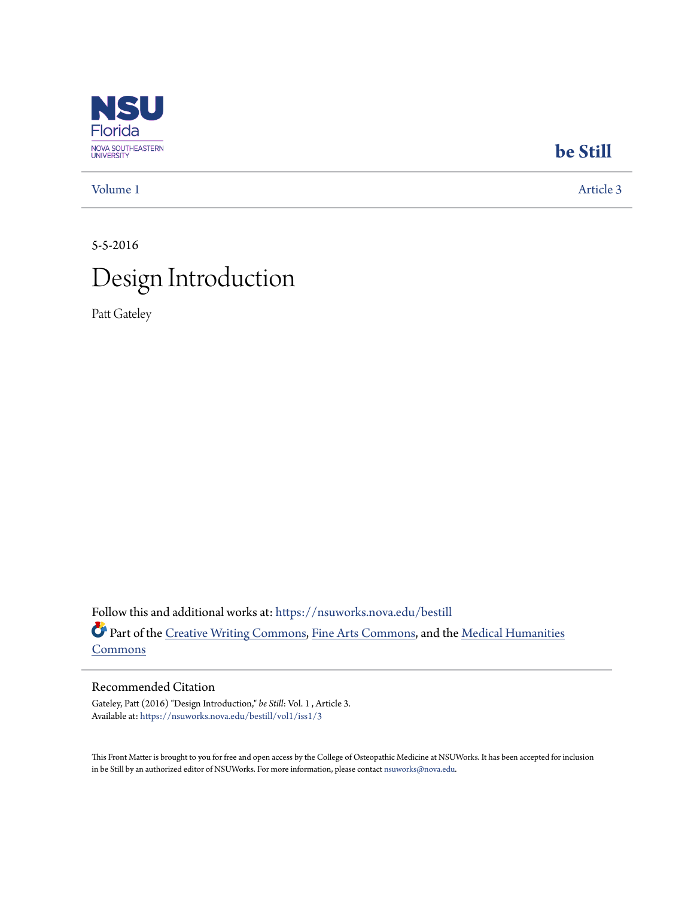NSU Florida
NOVA SOUTHEASTERN UNIVERSITY

**be Still**

Volume 1 | Article 3

5-5-2016

# Design Introduction

Patt Gateley

Follow this and additional works at: https://nsuworks.nova.edu/bestill

Part of the Creative Writing Commons, Fine Arts Commons, and the Medical Humanities Commons

## Recommended Citation

Gateley, Patt (2016) "Design Introduction," *be Still*: Vol. 1 , Article 3.
Available at: https://nsuworks.nova.edu/bestill/vol1/iss1/3

This Front Matter is brought to you for free and open access by the College of Osteopathic Medicine at NSUWorks. It has been accepted for inclusion in be Still by an authorized editor of NSUWorks. For more information, please contact nsuworks@nova.edu.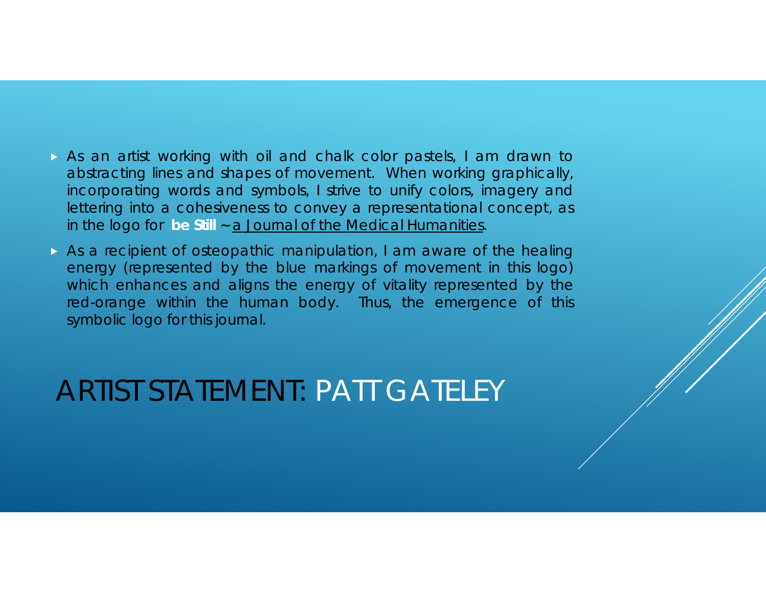- As an artist working with oil and chalk color pastels, I am drawn to abstracting lines and shapes of movement. When working graphically, incorporating words and symbols, I strive to unify colors, imagery and lettering into a cohesiveness to convey a representational concept, as in the logo for **be Still** ~ a Journal of the Medical Humanities.
- As a recipient of osteopathic manipulation, I am aware of the healing energy (represented by the blue markings of movement in this logo) which enhances and aligns the energy of vitality represented by the red-orange within the human body. Thus, the emergence of this symbolic logo for this journal.

# ARTIST STATEMENT: PATT GATELEY